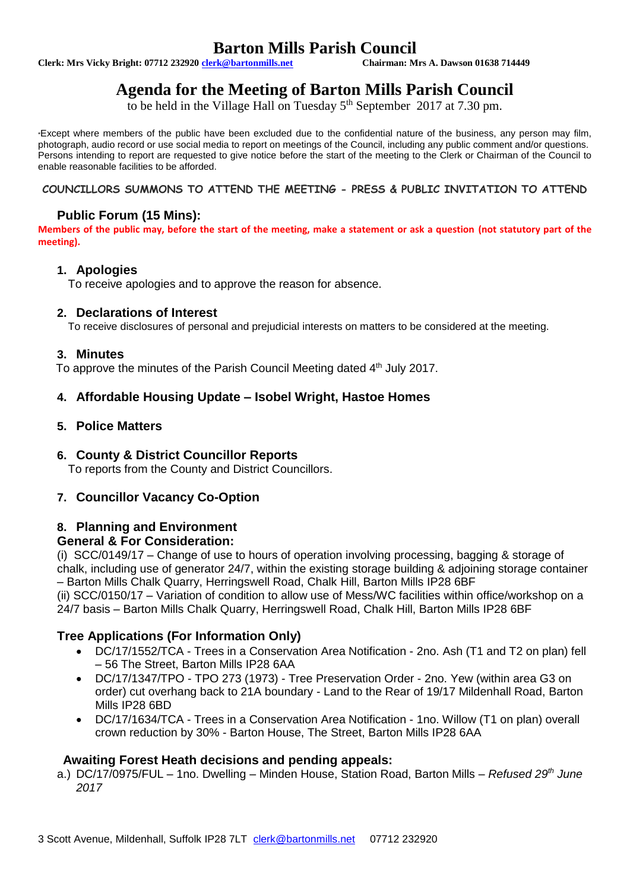# Barton Mills Parish Council

**Clerk: Mrs Vicky Bright: 07712 232920 clerk@bartonmills.net** **Chairman: Mrs A. Dawson 01638 714449**

## Agenda for the Meeting of Barton Mills Parish Council

to be held in the Village Hall on Tuesday 5th September 2017 at 7.30 pm.

*Except where members of the public have been excluded due to the confidential nature of the business, any person may film, photograph, audio record or use social media to report on meetings of the Council, including any public comment and/or questions. Persons intending to report are requested to give notice before the start of the meeting to the Clerk or Chairman of the Council to enable reasonable facilities to be afforded.

**COUNCILLORS SUMMONS TO ATTEND THE MEETING - PRESS & PUBLIC INVITATION TO ATTEND**

### Public Forum (15 Mins):

**Members of the public may, before the start of the meeting, make a statement or ask a question (not statutory part of the meeting).**

### 1. Apologies

To receive apologies and to approve the reason for absence.

### 2. Declarations of Interest

To receive disclosures of personal and prejudicial interests on matters to be considered at the meeting.

### 3. Minutes

To approve the minutes of the Parish Council Meeting dated 4th July 2017.

### 4. Affordable Housing Update – Isobel Wright, Hastoe Homes

### 5. Police Matters

### 6. County & District Councillor Reports

To reports from the County and District Councillors.

### 7. Councillor Vacancy Co-Option

### 8. Planning and Environment

**General & For Consideration:**

(i) SCC/0149/17 – Change of use to hours of operation involving processing, bagging & storage of chalk, including use of generator 24/7, within the existing storage building & adjoining storage container – Barton Mills Chalk Quarry, Herringswell Road, Chalk Hill, Barton Mills IP28 6BF

(ii) SCC/0150/17 – Variation of condition to allow use of Mess/WC facilities within office/workshop on a 24/7 basis – Barton Mills Chalk Quarry, Herringswell Road, Chalk Hill, Barton Mills IP28 6BF

**Tree Applications (For Information Only)**

- DC/17/1552/TCA - Trees in a Conservation Area Notification - 2no. Ash (T1 and T2 on plan) fell – 56 The Street, Barton Mills IP28 6AA
- DC/17/1347/TPO - TPO 273 (1973) - Tree Preservation Order - 2no. Yew (within area G3 on order) cut overhang back to 21A boundary - Land to the Rear of 19/17 Mildenhall Road, Barton Mills IP28 6BD
- DC/17/1634/TCA - Trees in a Conservation Area Notification - 1no. Willow (T1 on plan) overall crown reduction by 30% - Barton House, The Street, Barton Mills IP28 6AA

**Awaiting Forest Heath decisions and pending appeals:**

a.) DC/17/0975/FUL – 1no. Dwelling – Minden House, Station Road, Barton Mills – *Refused 29th June 2017*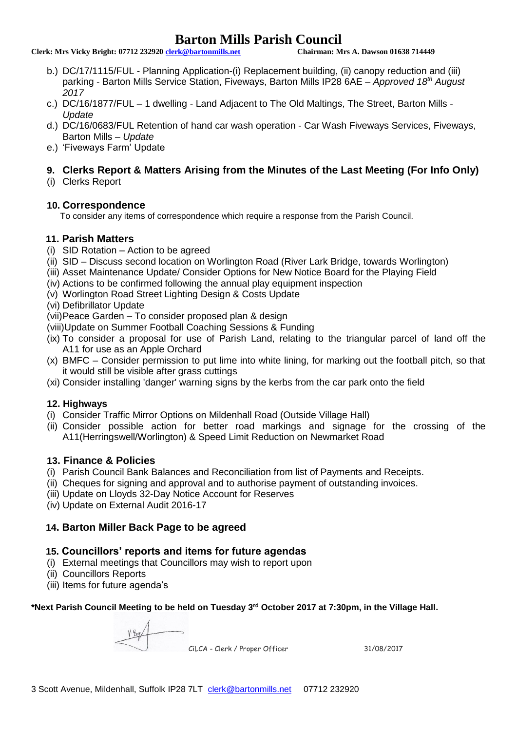# Barton Mills Parish Council

**Clerk: Mrs Vicky Bright: 07712 232920 clerk@bartonmills.net** **Chairman: Mrs A. Dawson 01638 714449**

b.) DC/17/1115/FUL - Planning Application-(i) Replacement building, (ii) canopy reduction and (iii) parking - Barton Mills Service Station, Fiveways, Barton Mills IP28 6AE – *Approved 18th August 2017*

c.) DC/16/1877/FUL – 1 dwelling - Land Adjacent to The Old Maltings, The Street, Barton Mills - *Update*

d.) DC/16/0683/FUL Retention of hand car wash operation - Car Wash Fiveways Services, Fiveways, Barton Mills – *Update*

e.) 'Fiveways Farm' Update

## 9. Clerks Report & Matters Arising from the Minutes of the Last Meeting (For Info Only)

(i) Clerks Report

## 10. Correspondence

To consider any items of correspondence which require a response from the Parish Council.

## 11. Parish Matters

(i) SID Rotation – Action to be agreed
(ii) SID – Discuss second location on Worlington Road (River Lark Bridge, towards Worlington)
(iii) Asset Maintenance Update/ Consider Options for New Notice Board for the Playing Field
(iv) Actions to be confirmed following the annual play equipment inspection
(v) Worlington Road Street Lighting Design & Costs Update
(vi) Defibrillator Update
(vii) Peace Garden – To consider proposed plan & design
(viii) Update on Summer Football Coaching Sessions & Funding
(ix) To consider a proposal for use of Parish Land, relating to the triangular parcel of land off the A11 for use as an Apple Orchard
(x) BMFC – Consider permission to put lime into white lining, for marking out the football pitch, so that it would still be visible after grass cuttings
(xi) Consider installing 'danger' warning signs by the kerbs from the car park onto the field

## 12. Highways

(i) Consider Traffic Mirror Options on Mildenhall Road (Outside Village Hall)
(ii) Consider possible action for better road markings and signage for the crossing of the A11(Herringswell/Worlington) & Speed Limit Reduction on Newmarket Road

## 13. Finance & Policies

(i) Parish Council Bank Balances and Reconciliation from list of Payments and Receipts.
(ii) Cheques for signing and approval and to authorise payment of outstanding invoices.
(iii) Update on Lloyds 32-Day Notice Account for Reserves
(iv) Update on External Audit 2016-17

## 14. Barton Miller Back Page to be agreed

## 15. Councillors' reports and items for future agendas

(i) External meetings that Councillors may wish to report upon
(ii) Councillors Reports
(iii) Items for future agenda's

**\*Next Parish Council Meeting to be held on Tuesday 3rd October 2017 at 7:30pm, in the Village Hall.**

V Bright

CiLCA - Clerk / Proper Officer 31/08/2017

3 Scott Avenue, Mildenhall, Suffolk IP28 7LT clerk@bartonmills.net 07712 232920